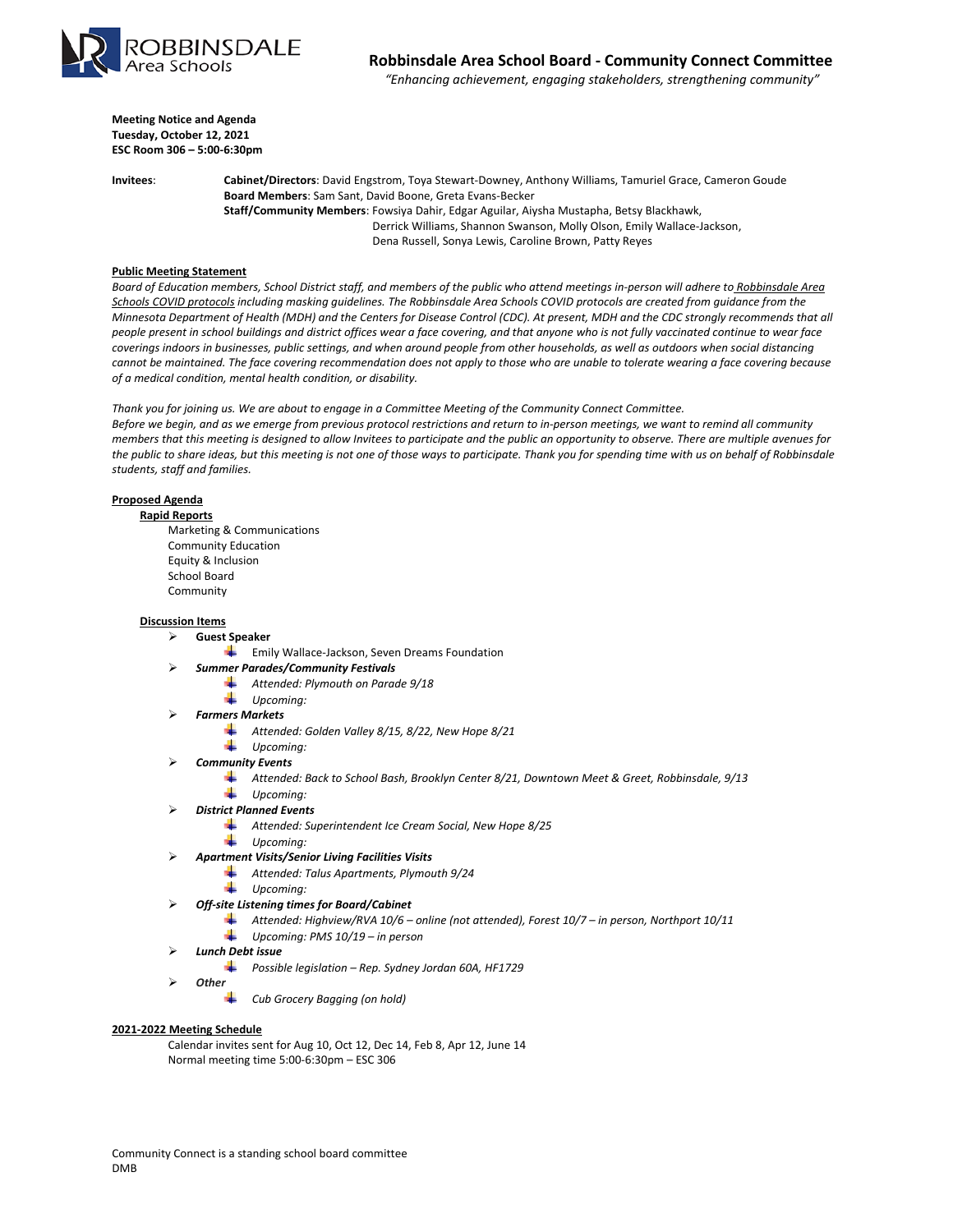# Robbinsdale Area School Board - Community Connect Committee

*"Enhancing achievement, engaging stakeholders, strengthening community"*

**Meeting Notice and Agenda**
**Tuesday, October 12, 2021**
**ESC Room 306 – 5:00-6:30pm**

**Invitees**:

**Cabinet/Directors**: David Engstrom, Toya Stewart-Downey, Anthony Williams, Tamuriel Grace, Cameron Goude
**Board Members**: Sam Sant, David Boone, Greta Evans-Becker
**Staff/Community Members**: Fowsiya Dahir, Edgar Aguilar, Aiysha Mustapha, Betsy Blackhawk, Derrick Williams, Shannon Swanson, Molly Olson, Emily Wallace-Jackson, Dena Russell, Sonya Lewis, Caroline Brown, Patty Reyes

## Public Meeting Statement

*Board of Education members, School District staff, and members of the public who attend meetings in-person will adhere to Robbinsdale Area Schools COVID protocols including masking guidelines. The Robbinsdale Area Schools COVID protocols are created from guidance from the Minnesota Department of Health (MDH) and the Centers for Disease Control (CDC). At present, MDH and the CDC strongly recommends that all people present in school buildings and district offices wear a face covering, and that anyone who is not fully vaccinated continue to wear face coverings indoors in businesses, public settings, and when around people from other households, as well as outdoors when social distancing cannot be maintained. The face covering recommendation does not apply to those who are unable to tolerate wearing a face covering because of a medical condition, mental health condition, or disability.*

*Thank you for joining us. We are about to engage in a Committee Meeting of the Community Connect Committee. Before we begin, and as we emerge from previous protocol restrictions and return to in-person meetings, we want to remind all community members that this meeting is designed to allow Invitees to participate and the public an opportunity to observe. There are multiple avenues for the public to share ideas, but this meeting is not one of those ways to participate. Thank you for spending time with us on behalf of Robbinsdale students, staff and families.*

## Proposed Agenda

### Rapid Reports

- Marketing & Communications
- Community Education
- Equity & Inclusion
- School Board
- Community

### Discussion Items

- **Guest Speaker**
  - Emily Wallace-Jackson, Seven Dreams Foundation
- ***Summer Parades/Community Festivals***
  - *Attended: Plymouth on Parade 9/18*
  - *Upcoming:*
- ***Farmers Markets***
  - *Attended: Golden Valley 8/15, 8/22, New Hope 8/21*
  - *Upcoming:*
- ***Community Events***
  - *Attended: Back to School Bash, Brooklyn Center 8/21, Downtown Meet & Greet, Robbinsdale, 9/13*
  - *Upcoming:*
- ***District Planned Events***
  - *Attended: Superintendent Ice Cream Social, New Hope 8/25*
  - *Upcoming:*
- ***Apartment Visits/Senior Living Facilities Visits***
  - *Attended: Talus Apartments, Plymouth 9/24*
  - *Upcoming:*
- ***Off-site Listening times for Board/Cabinet***
  - *Attended: Highview/RVA 10/6 – online (not attended), Forest 10/7 – in person, Northport 10/11*
  - *Upcoming: PMS 10/19 – in person*
- ***Lunch Debt issue***
  - *Possible legislation – Rep. Sydney Jordan 60A, HF1729*
- ***Other***
  - *Cub Grocery Bagging (on hold)*

## 2021-2022 Meeting Schedule

Calendar invites sent for Aug 10, Oct 12, Dec 14, Feb 8, Apr 12, June 14
Normal meeting time 5:00-6:30pm – ESC 306

Community Connect is a standing school board committee
DMB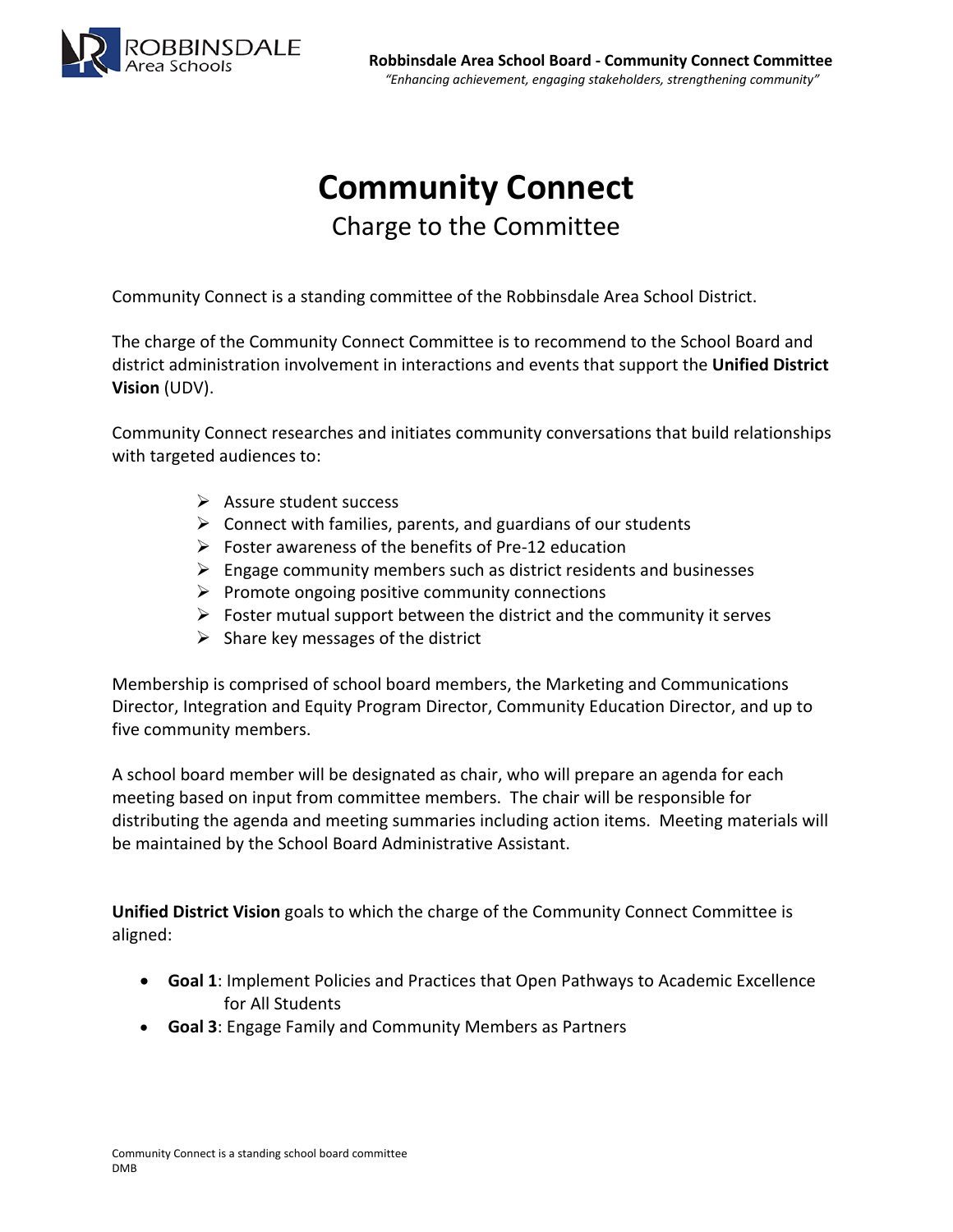# Community Connect

Charge to the Committee

Community Connect is a standing committee of the Robbinsdale Area School District.

The charge of the Community Connect Committee is to recommend to the School Board and district administration involvement in interactions and events that support the **Unified District Vision** (UDV).

Community Connect researches and initiates community conversations that build relationships with targeted audiences to:

- Assure student success
- Connect with families, parents, and guardians of our students
- Foster awareness of the benefits of Pre-12 education
- Engage community members such as district residents and businesses
- Promote ongoing positive community connections
- Foster mutual support between the district and the community it serves
- Share key messages of the district

Membership is comprised of school board members, the Marketing and Communications Director, Integration and Equity Program Director, Community Education Director, and up to five community members.

A school board member will be designated as chair, who will prepare an agenda for each meeting based on input from committee members. The chair will be responsible for distributing the agenda and meeting summaries including action items. Meeting materials will be maintained by the School Board Administrative Assistant.

**Unified District Vision** goals to which the charge of the Community Connect Committee is aligned:

- **Goal 1**: Implement Policies and Practices that Open Pathways to Academic Excellence for All Students
- **Goal 3**: Engage Family and Community Members as Partners

Community Connect is a standing school board committee
DMB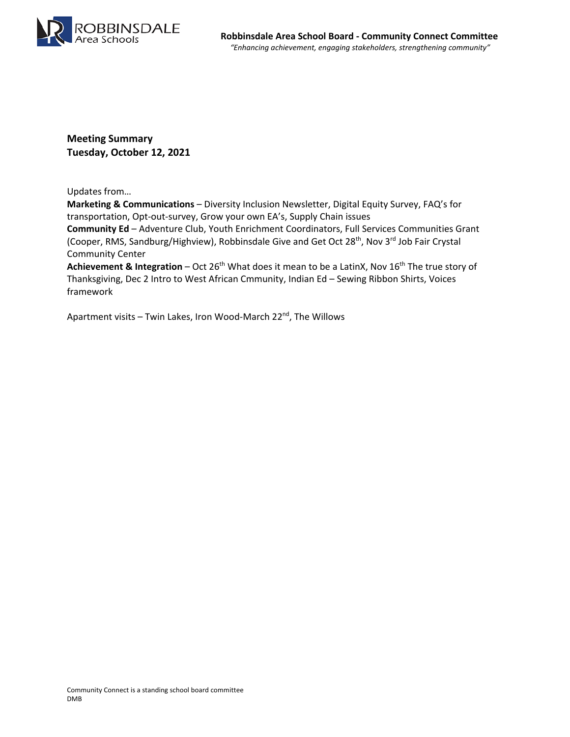**Robbinsdale Area School Board - Community Connect Committee**
*"Enhancing achievement, engaging stakeholders, strengthening community"*

**Meeting Summary**
**Tuesday, October 12, 2021**

Updates from…
**Marketing & Communications** – Diversity Inclusion Newsletter, Digital Equity Survey, FAQ's for transportation, Opt-out-survey, Grow your own EA's, Supply Chain issues
**Community Ed** – Adventure Club, Youth Enrichment Coordinators, Full Services Communities Grant (Cooper, RMS, Sandburg/Highview), Robbinsdale Give and Get Oct 28th, Nov 3rd Job Fair Crystal Community Center
**Achievement & Integration** – Oct 26th What does it mean to be a LatinX, Nov 16th The true story of Thanksgiving, Dec 2 Intro to West African Cmmunity, Indian Ed – Sewing Ribbon Shirts, Voices framework

Apartment visits – Twin Lakes, Iron Wood-March 22nd, The Willows

Community Connect is a standing school board committee
DMB